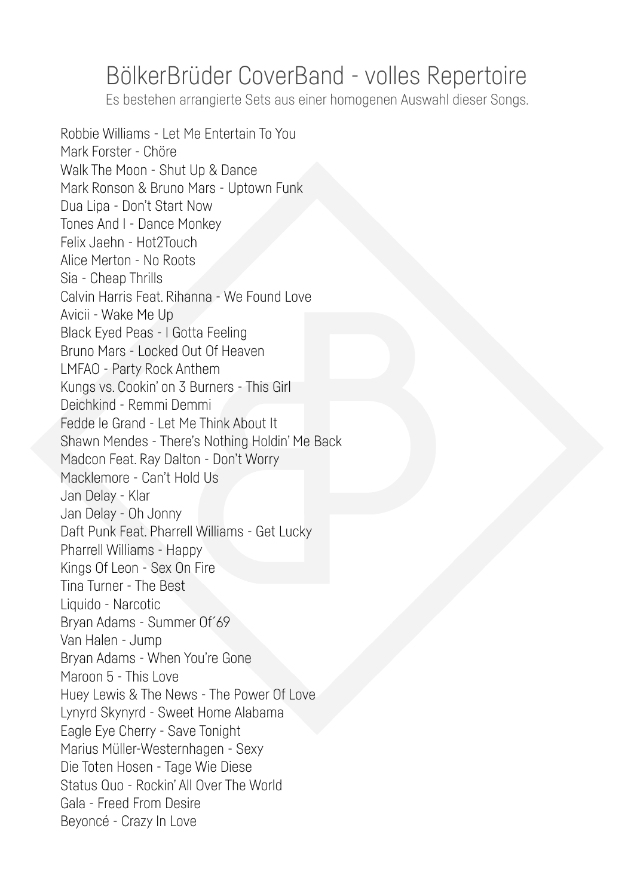# BölkerBrüder CoverBand - volles Repertoire

Es bestehen arrangierte Sets aus einer homogenen Auswahl dieser Songs.

Robbie Williams - Let Me Entertain To You
Mark Forster - Chöre
Walk The Moon - Shut Up & Dance
Mark Ronson & Bruno Mars - Uptown Funk
Dua Lipa - Don't Start Now
Tones And I - Dance Monkey
Felix Jaehn - Hot2Touch
Alice Merton - No Roots
Sia - Cheap Thrills
Calvin Harris Feat. Rihanna - We Found Love
Avicii - Wake Me Up
Black Eyed Peas - I Gotta Feeling
Bruno Mars - Locked Out Of Heaven
LMFAO - Party Rock Anthem
Kungs vs. Cookin' on 3 Burners - This Girl
Deichkind - Remmi Demmi
Fedde le Grand - Let Me Think About It
Shawn Mendes - There's Nothing Holdin' Me Back
Madcon Feat. Ray Dalton - Don't Worry
Macklemore - Can't Hold Us
Jan Delay - Klar
Jan Delay - Oh Jonny
Daft Punk Feat. Pharrell Williams - Get Lucky
Pharrell Williams - Happy
Kings Of Leon - Sex On Fire
Tina Turner - The Best
Liquido - Narcotic
Bryan Adams - Summer Of´69
Van Halen - Jump
Bryan Adams - When You're Gone
Maroon 5 - This Love
Huey Lewis & The News - The Power Of Love
Lynyrd Skynyrd - Sweet Home Alabama
Eagle Eye Cherry - Save Tonight
Marius Müller-Westernhagen - Sexy
Die Toten Hosen - Tage Wie Diese
Status Quo - Rockin' All Over The World
Gala - Freed From Desire
Beyoncé - Crazy In Love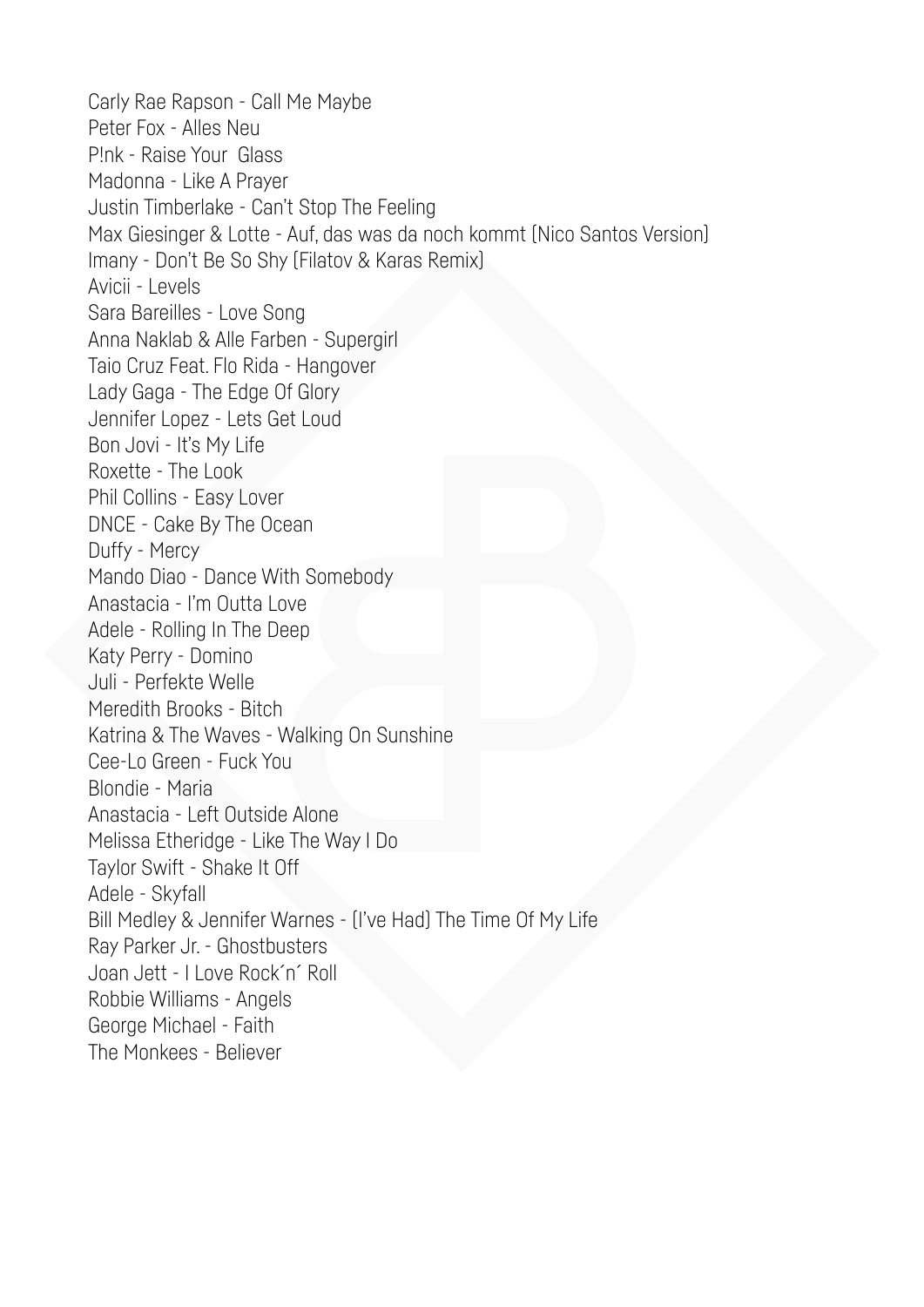Carly Rae Rapson - Call Me Maybe
Peter Fox - Alles Neu
P!nk - Raise Your  Glass
Madonna - Like A Prayer
Justin Timberlake - Can't Stop The Feeling
Max Giesinger & Lotte - Auf, das was da noch kommt (Nico Santos Version)
Imany - Don't Be So Shy (Filatov & Karas Remix)
Avicii - Levels
Sara Bareilles - Love Song
Anna Naklab & Alle Farben - Supergirl
Taio Cruz Feat. Flo Rida - Hangover
Lady Gaga - The Edge Of Glory
Jennifer Lopez - Lets Get Loud
Bon Jovi - It's My Life
Roxette - The Look
Phil Collins - Easy Lover
DNCE - Cake By The Ocean
Duffy - Mercy
Mando Diao - Dance With Somebody
Anastacia - I'm Outta Love
Adele - Rolling In The Deep
Katy Perry - Domino
Juli - Perfekte Welle
Meredith Brooks - Bitch
Katrina & The Waves - Walking On Sunshine
Cee-Lo Green - Fuck You
Blondie - Maria
Anastacia - Left Outside Alone
Melissa Etheridge - Like The Way I Do
Taylor Swift - Shake It Off
Adele - Skyfall
Bill Medley & Jennifer Warnes - (I've Had) The Time Of My Life
Ray Parker Jr. - Ghostbusters
Joan Jett - I Love Rock´n´ Roll
Robbie Williams - Angels
George Michael - Faith
The Monkees - Believer